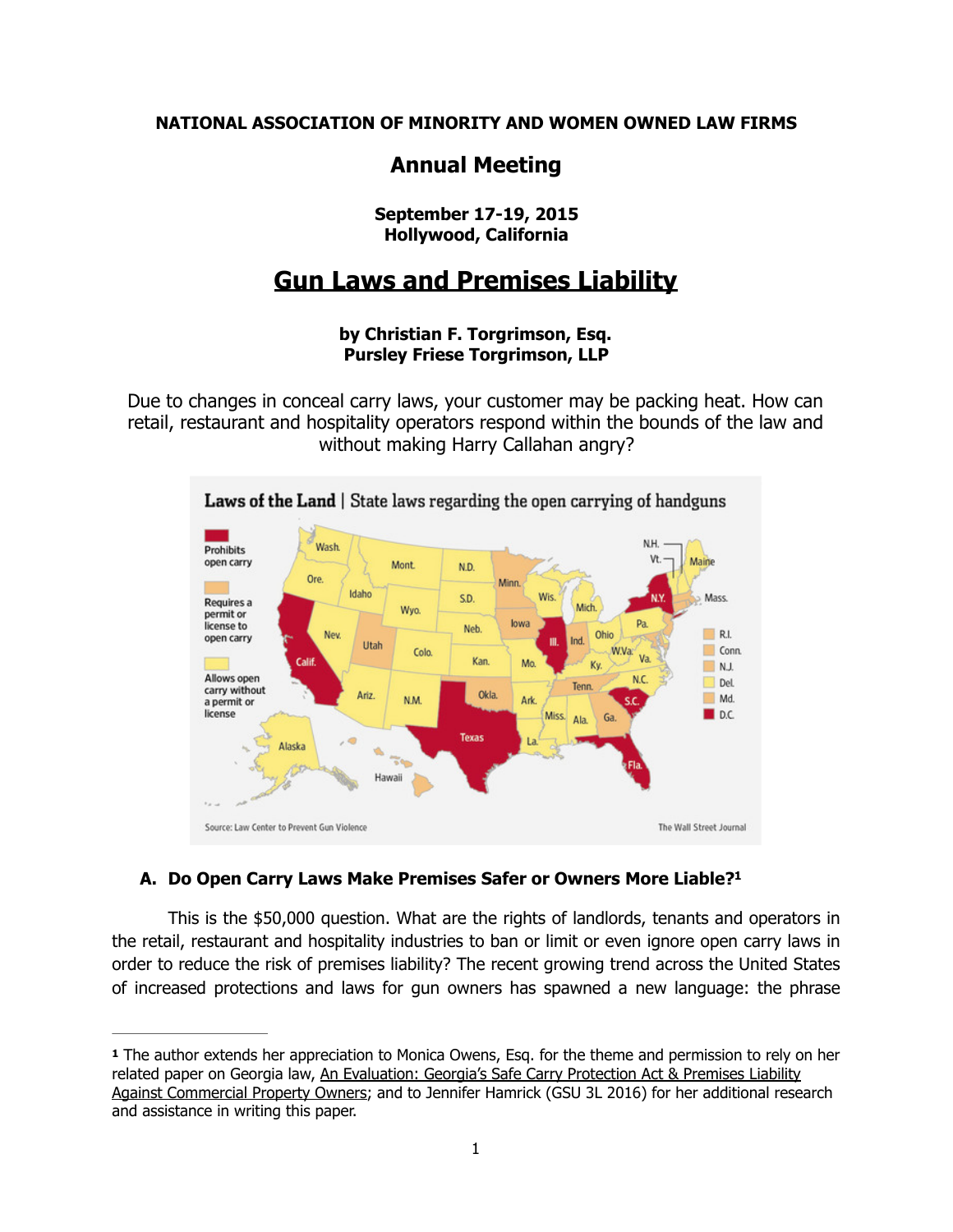**NATIONAL ASSOCIATION OF MINORITY AND WOMEN OWNED LAW FIRMS**

## Annual Meeting

**September 17-19, 2015**
**Hollywood, California**

# Gun Laws and Premises Liability

**by Christian F. Torgrimson, Esq.**
**Pursley Friese Torgrimson, LLP**

Due to changes in conceal carry laws, your customer may be packing heat. How can retail, restaurant and hospitality operators respond within the bounds of the law and without making Harry Callahan angry?

### A. Do Open Carry Laws Make Premises Safer or Owners More Liable?[1]

This is the $50,000 question. What are the rights of landlords, tenants and operators in the retail, restaurant and hospitality industries to ban or limit or even ignore open carry laws in order to reduce the risk of premises liability? The recent growing trend across the United States of increased protections and laws for gun owners has spawned a new language: the phrase

---

[1] The author extends her appreciation to Monica Owens, Esq. for the theme and permission to rely on her related paper on Georgia law, An Evaluation: Georgia's Safe Carry Protection Act & Premises Liability Against Commercial Property Owners; and to Jennifer Hamrick (GSU 3L 2016) for her additional research and assistance in writing this paper.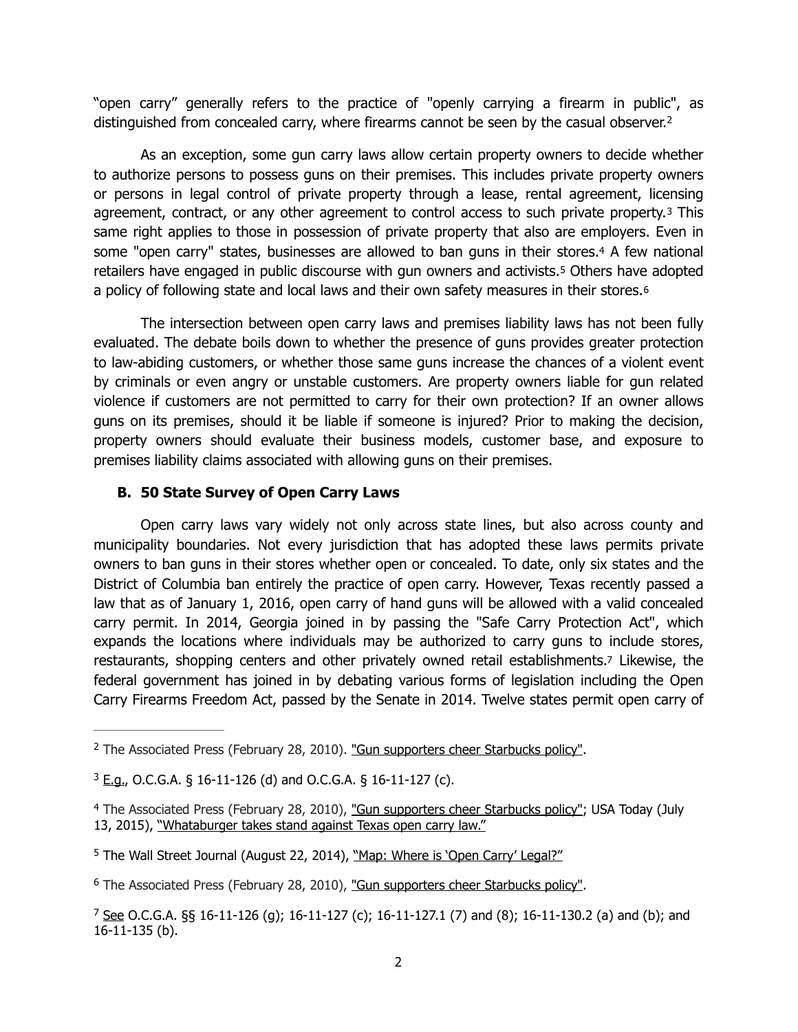"open carry" generally refers to the practice of "openly carrying a firearm in public", as distinguished from concealed carry, where firearms cannot be seen by the casual observer.[2]

As an exception, some gun carry laws allow certain property owners to decide whether to authorize persons to possess guns on their premises. This includes private property owners or persons in legal control of private property through a lease, rental agreement, licensing agreement, contract, or any other agreement to control access to such private property.[3] This same right applies to those in possession of private property that also are employers. Even in some "open carry" states, businesses are allowed to ban guns in their stores.[4] A few national retailers have engaged in public discourse with gun owners and activists.[5] Others have adopted a policy of following state and local laws and their own safety measures in their stores.[6]

The intersection between open carry laws and premises liability laws has not been fully evaluated. The debate boils down to whether the presence of guns provides greater protection to law-abiding customers, or whether those same guns increase the chances of a violent event by criminals or even angry or unstable customers. Are property owners liable for gun related violence if customers are not permitted to carry for their own protection? If an owner allows guns on its premises, should it be liable if someone is injured? Prior to making the decision, property owners should evaluate their business models, customer base, and exposure to premises liability claims associated with allowing guns on their premises.

### B. 50 State Survey of Open Carry Laws

Open carry laws vary widely not only across state lines, but also across county and municipality boundaries. Not every jurisdiction that has adopted these laws permits private owners to ban guns in their stores whether open or concealed. To date, only six states and the District of Columbia ban entirely the practice of open carry. However, Texas recently passed a law that as of January 1, 2016, open carry of hand guns will be allowed with a valid concealed carry permit. In 2014, Georgia joined in by passing the "Safe Carry Protection Act", which expands the locations where individuals may be authorized to carry guns to include stores, restaurants, shopping centers and other privately owned retail establishments.[7] Likewise, the federal government has joined in by debating various forms of legislation including the Open Carry Firearms Freedom Act, passed by the Senate in 2014. Twelve states permit open carry of

---

[2] The Associated Press (February 28, 2010). "Gun supporters cheer Starbucks policy".

[3] E.g., O.C.G.A. § 16-11-126 (d) and O.C.G.A. § 16-11-127 (c).

[4] The Associated Press (February 28, 2010), "Gun supporters cheer Starbucks policy"; USA Today (July 13, 2015), "Whataburger takes stand against Texas open carry law."

[5] The Wall Street Journal (August 22, 2014), "Map: Where is 'Open Carry' Legal?"

[6] The Associated Press (February 28, 2010), "Gun supporters cheer Starbucks policy".

[7] See O.C.G.A. §§ 16-11-126 (g); 16-11-127 (c); 16-11-127.1 (7) and (8); 16-11-130.2 (a) and (b); and 16-11-135 (b).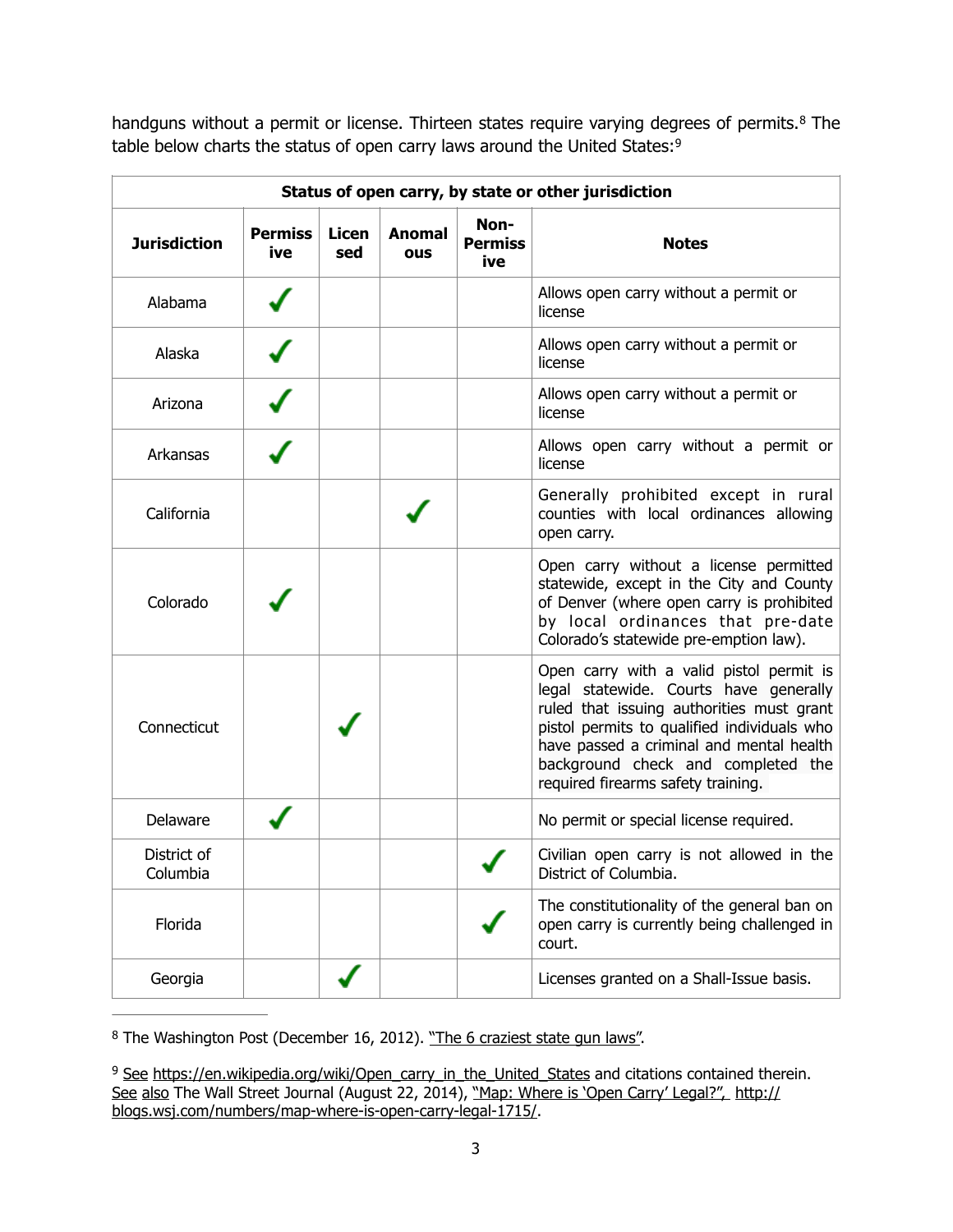handguns without a permit or license. Thirteen states require varying degrees of permits.[8] The table below charts the status of open carry laws around the United States:[9]

| Status of open carry, by state or other jurisdiction | | | | | |
|---|---|---|---|---|---|
| **Jurisdiction** | **Permissive** | **Licensed** | **Anomalous** | **Non-Permissive** | **Notes** |
| Alabama | ✓ | | | | Allows open carry without a permit or license |
| Alaska | ✓ | | | | Allows open carry without a permit or license |
| Arizona | ✓ | | | | Allows open carry without a permit or license |
| Arkansas | ✓ | | | | Allows open carry without a permit or license |
| California | | | ✓ | | Generally prohibited except in rural counties with local ordinances allowing open carry. |
| Colorado | ✓ | | | | Open carry without a license permitted statewide, except in the City and County of Denver (where open carry is prohibited by local ordinances that pre-date Colorado's statewide pre-emption law). |
| Connecticut | | ✓ | | | Open carry with a valid pistol permit is legal statewide. Courts have generally ruled that issuing authorities must grant pistol permits to qualified individuals who have passed a criminal and mental health background check and completed the required firearms safety training. |
| Delaware | ✓ | | | | No permit or special license required. |
| District of Columbia | | | | ✓ | Civilian open carry is not allowed in the District of Columbia. |
| Florida | | | | ✓ | The constitutionality of the general ban on open carry is currently being challenged in court. |
| Georgia | | ✓ | | | Licenses granted on a Shall-Issue basis. |

---

[8] The Washington Post (December 16, 2012). "The 6 craziest state gun laws".

[9] See https://en.wikipedia.org/wiki/Open_carry_in_the_United_States and citations contained therein. See also The Wall Street Journal (August 22, 2014), "Map: Where is 'Open Carry' Legal?", http://blogs.wsj.com/numbers/map-where-is-open-carry-legal-1715/.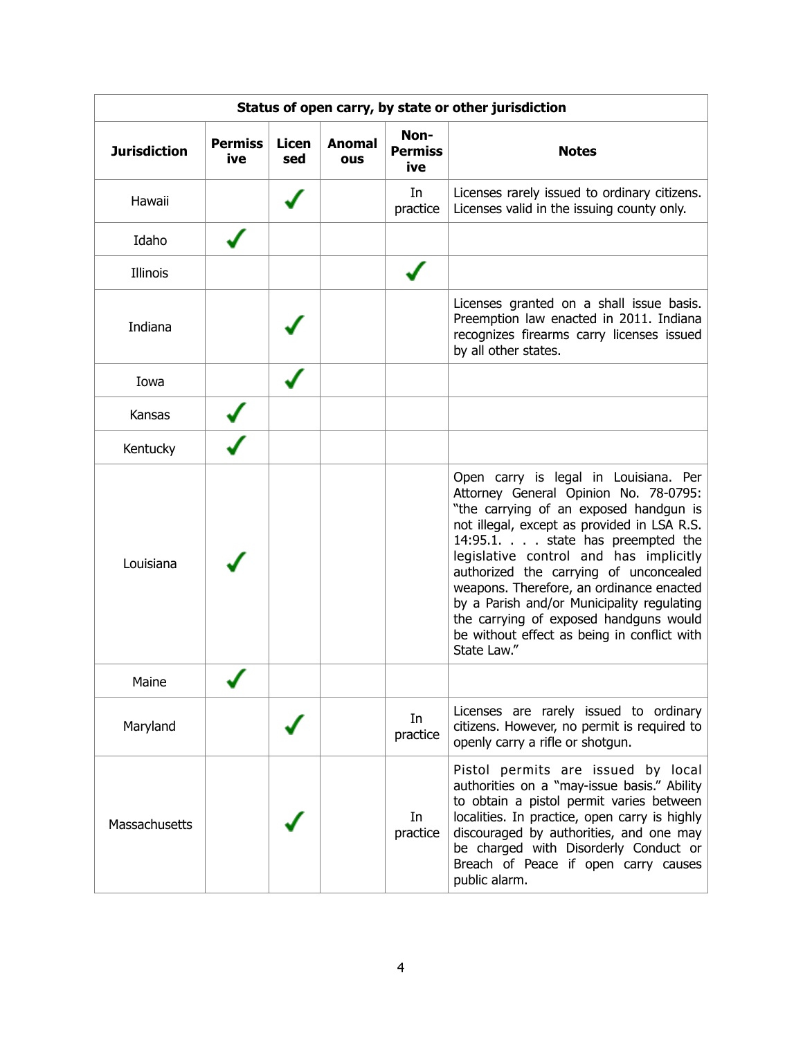| Status of open carry, by state or other jurisdiction | | | | | |
|---|---|---|---|---|---|
| **Jurisdiction** | **Permissive** | **Licensed** | **Anomalous** | **Non-Permissive** | **Notes** |
| Hawaii | | ✓ | | In practice | Licenses rarely issued to ordinary citizens. Licenses valid in the issuing county only. |
| Idaho | ✓ | | | | |
| Illinois | | | | ✓ | |
| Indiana | | ✓ | | | Licenses granted on a shall issue basis. Preemption law enacted in 2011. Indiana recognizes firearms carry licenses issued by all other states. |
| Iowa | | ✓ | | | |
| Kansas | ✓ | | | | |
| Kentucky | ✓ | | | | |
| Louisiana | ✓ | | | | Open carry is legal in Louisiana. Per Attorney General Opinion No. 78-0795: "the carrying of an exposed handgun is not illegal, except as provided in LSA R.S. 14:95.1. . . . state has preempted the legislative control and has implicitly authorized the carrying of unconcealed weapons. Therefore, an ordinance enacted by a Parish and/or Municipality regulating the carrying of exposed handguns would be without effect as being in conflict with State Law." |
| Maine | ✓ | | | | |
| Maryland | | ✓ | | In practice | Licenses are rarely issued to ordinary citizens. However, no permit is required to openly carry a rifle or shotgun. |
| Massachusetts | | ✓ | | In practice | Pistol permits are issued by local authorities on a "may-issue basis." Ability to obtain a pistol permit varies between localities. In practice, open carry is highly discouraged by authorities, and one may be charged with Disorderly Conduct or Breach of Peace if open carry causes public alarm. |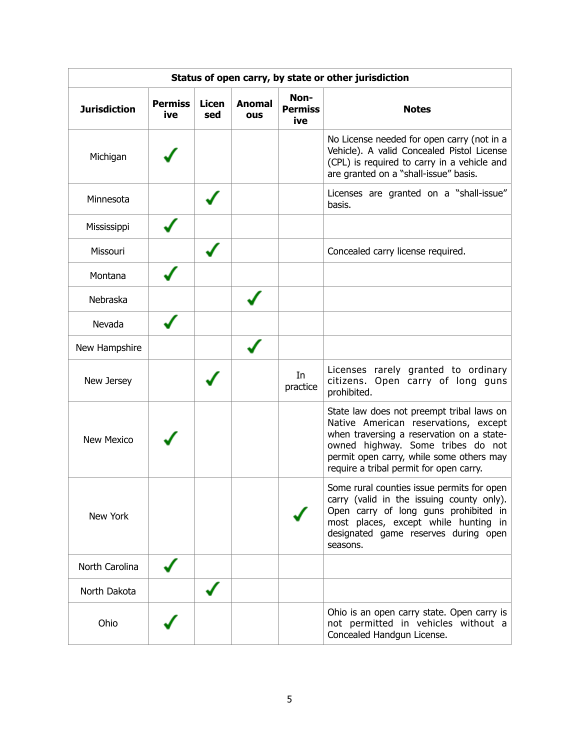| Status of open carry, by state or other jurisdiction | | | | | |
|---|---|---|---|---|---|
| **Jurisdiction** | **Permissive** | **Licensed** | **Anomalous** | **Non-Permissive** | **Notes** |
| Michigan | ✓ | | | | No License needed for open carry (not in a Vehicle). A valid Concealed Pistol License (CPL) is required to carry in a vehicle and are granted on a "shall-issue" basis. |
| Minnesota | | ✓ | | | Licenses are granted on a "shall-issue" basis. |
| Mississippi | ✓ | | | | |
| Missouri | | ✓ | | | Concealed carry license required. |
| Montana | ✓ | | | | |
| Nebraska | | | ✓ | | |
| Nevada | ✓ | | | | |
| New Hampshire | | | ✓ | | |
| New Jersey | | ✓ | | In practice | Licenses rarely granted to ordinary citizens. Open carry of long guns prohibited. |
| New Mexico | ✓ | | | | State law does not preempt tribal laws on Native American reservations, except when traversing a reservation on a state-owned highway. Some tribes do not permit open carry, while some others may require a tribal permit for open carry. |
| New York | | | | ✓ | Some rural counties issue permits for open carry (valid in the issuing county only). Open carry of long guns prohibited in most places, except while hunting in designated game reserves during open seasons. |
| North Carolina | ✓ | | | | |
| North Dakota | | ✓ | | | |
| Ohio | ✓ | | | | Ohio is an open carry state. Open carry is not permitted in vehicles without a Concealed Handgun License. |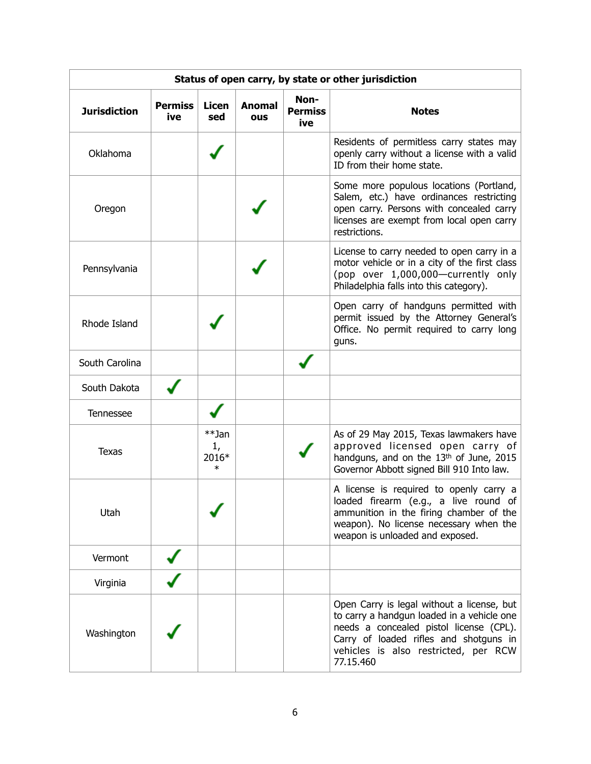| Status of open carry, by state or other jurisdiction | | | | | |
|---|---|---|---|---|---|
| **Jurisdiction** | **Permissive** | **Licensed** | **Anomalous** | **Non-Permissive** | **Notes** |
| Oklahoma | | ✓ | | | Residents of permitless carry states may openly carry without a license with a valid ID from their home state. |
| Oregon | | | ✓ | | Some more populous locations (Portland, Salem, etc.) have ordinances restricting open carry. Persons with concealed carry licenses are exempt from local open carry restrictions. |
| Pennsylvania | | | ✓ | | License to carry needed to open carry in a motor vehicle or in a city of the first class (pop over 1,000,000—currently only Philadelphia falls into this category). |
| Rhode Island | | ✓ | | | Open carry of handguns permitted with permit issued by the Attorney General's Office. No permit required to carry long guns. |
| South Carolina | | | | ✓ | |
| South Dakota | ✓ | | | | |
| Tennessee | | ✓ | | | |
| Texas | | **Jan 1, 2016** | | ✓ | As of 29 May 2015, Texas lawmakers have approved licensed open carry of handguns, and on the 13th of June, 2015 Governor Abbott signed Bill 910 Into law. |
| Utah | | ✓ | | | A license is required to openly carry a loaded firearm (e.g., a live round of ammunition in the firing chamber of the weapon). No license necessary when the weapon is unloaded and exposed. |
| Vermont | ✓ | | | | |
| Virginia | ✓ | | | | |
| Washington | ✓ | | | | Open Carry is legal without a license, but to carry a handgun loaded in a vehicle one needs a concealed pistol license (CPL). Carry of loaded rifles and shotguns in vehicles is also restricted, per RCW 77.15.460 |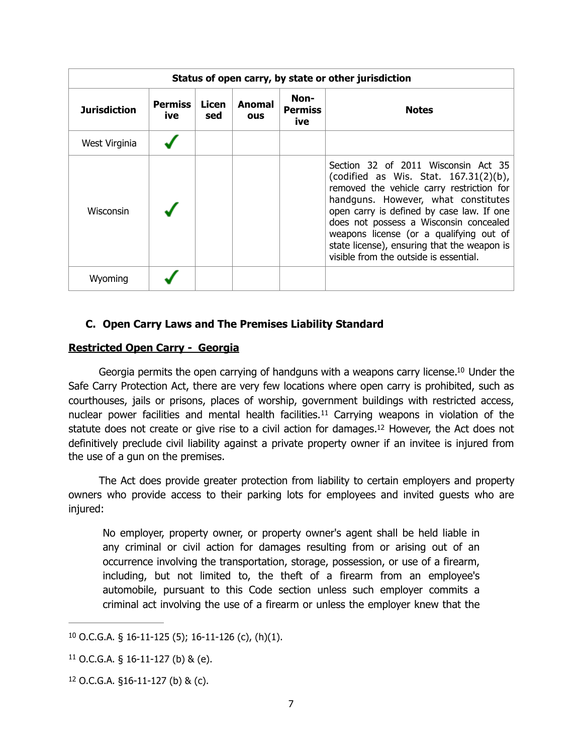| Status of open carry, by state or other jurisdiction | | | | | |
|---|---|---|---|---|---|
| **Jurisdiction** | **Permissive** | **Licensed** | **Anomalous** | **Non-Permissive** | **Notes** |
| West Virginia | ✓ | | | | |
| Wisconsin | ✓ | | | | Section 32 of 2011 Wisconsin Act 35 (codified as Wis. Stat. 167.31(2)(b), removed the vehicle carry restriction for handguns. However, what constitutes open carry is defined by case law. If one does not possess a Wisconsin concealed weapons license (or a qualifying out of state license), ensuring that the weapon is visible from the outside is essential. |
| Wyoming | ✓ | | | | |

### C. Open Carry Laws and The Premises Liability Standard

**Restricted Open Carry - Georgia**

Georgia permits the open carrying of handguns with a weapons carry license.[10] Under the Safe Carry Protection Act, there are very few locations where open carry is prohibited, such as courthouses, jails or prisons, places of worship, government buildings with restricted access, nuclear power facilities and mental health facilities.[11] Carrying weapons in violation of the statute does not create or give rise to a civil action for damages.[12] However, the Act does not definitively preclude civil liability against a private property owner if an invitee is injured from the use of a gun on the premises.

The Act does provide greater protection from liability to certain employers and property owners who provide access to their parking lots for employees and invited guests who are injured:

> No employer, property owner, or property owner's agent shall be held liable in any criminal or civil action for damages resulting from or arising out of an occurrence involving the transportation, storage, possession, or use of a firearm, including, but not limited to, the theft of a firearm from an employee's automobile, pursuant to this Code section unless such employer commits a criminal act involving the use of a firearm or unless the employer knew that the

---

[10] O.C.G.A. § 16-11-125 (5); 16-11-126 (c), (h)(1).

[11] O.C.G.A. § 16-11-127 (b) & (e).

[12] O.C.G.A. §16-11-127 (b) & (c).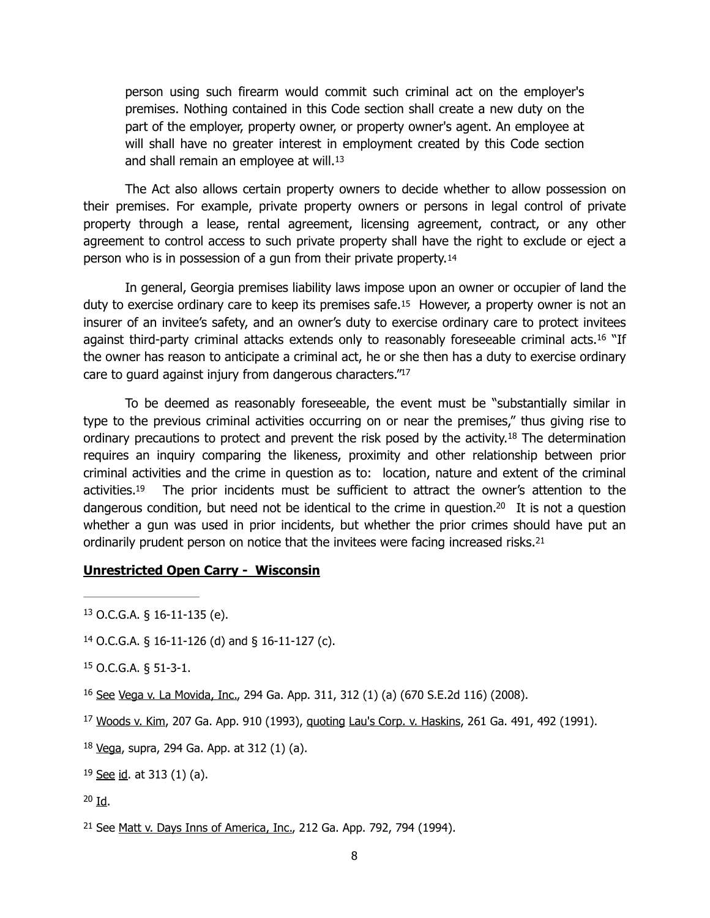> person using such firearm would commit such criminal act on the employer's premises. Nothing contained in this Code section shall create a new duty on the part of the employer, property owner, or property owner's agent. An employee at will shall have no greater interest in employment created by this Code section and shall remain an employee at will.[13]

The Act also allows certain property owners to decide whether to allow possession on their premises. For example, private property owners or persons in legal control of private property through a lease, rental agreement, licensing agreement, contract, or any other agreement to control access to such private property shall have the right to exclude or eject a person who is in possession of a gun from their private property.[14]

In general, Georgia premises liability laws impose upon an owner or occupier of land the duty to exercise ordinary care to keep its premises safe.[15] However, a property owner is not an insurer of an invitee's safety, and an owner's duty to exercise ordinary care to protect invitees against third-party criminal attacks extends only to reasonably foreseeable criminal acts.[16] "If the owner has reason to anticipate a criminal act, he or she then has a duty to exercise ordinary care to guard against injury from dangerous characters."[17]

To be deemed as reasonably foreseeable, the event must be "substantially similar in type to the previous criminal activities occurring on or near the premises," thus giving rise to ordinary precautions to protect and prevent the risk posed by the activity.[18] The determination requires an inquiry comparing the likeness, proximity and other relationship between prior criminal activities and the crime in question as to: location, nature and extent of the criminal activities.[19] The prior incidents must be sufficient to attract the owner's attention to the dangerous condition, but need not be identical to the crime in question.[20] It is not a question whether a gun was used in prior incidents, but whether the prior crimes should have put an ordinarily prudent person on notice that the invitees were facing increased risks.[21]

**Unrestricted Open Carry - Wisconsin**

---

[13] O.C.G.A. § 16-11-135 (e).

[14] O.C.G.A. § 16-11-126 (d) and § 16-11-127 (c).

[15] O.C.G.A. § 51-3-1.

[16] See Vega v. La Movida, Inc., 294 Ga. App. 311, 312 (1) (a) (670 S.E.2d 116) (2008).

[17] Woods v. Kim, 207 Ga. App. 910 (1993), quoting Lau's Corp. v. Haskins, 261 Ga. 491, 492 (1991).

[18] Vega, supra, 294 Ga. App. at 312 (1) (a).

[19] See id. at 313 (1) (a).

[20] Id.

[21] See Matt v. Days Inns of America, Inc., 212 Ga. App. 792, 794 (1994).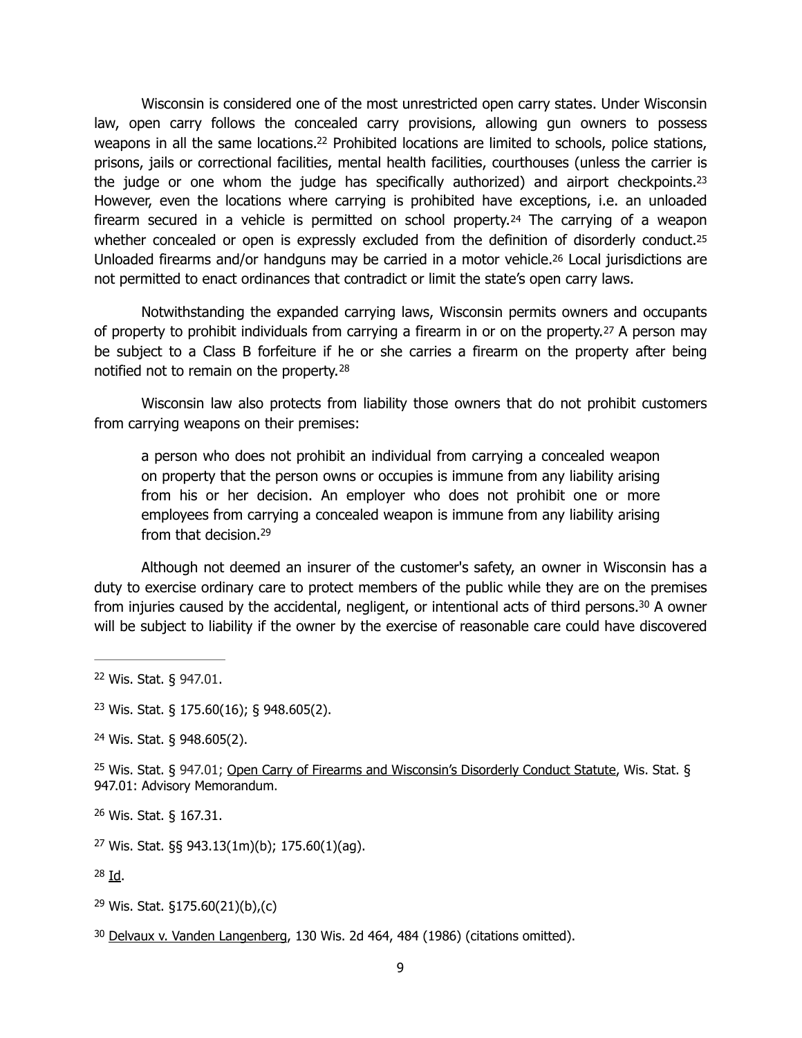Wisconsin is considered one of the most unrestricted open carry states. Under Wisconsin law, open carry follows the concealed carry provisions, allowing gun owners to possess weapons in all the same locations.[22] Prohibited locations are limited to schools, police stations, prisons, jails or correctional facilities, mental health facilities, courthouses (unless the carrier is the judge or one whom the judge has specifically authorized) and airport checkpoints.[23] However, even the locations where carrying is prohibited have exceptions, i.e. an unloaded firearm secured in a vehicle is permitted on school property.[24] The carrying of a weapon whether concealed or open is expressly excluded from the definition of disorderly conduct.[25] Unloaded firearms and/or handguns may be carried in a motor vehicle.[26] Local jurisdictions are not permitted to enact ordinances that contradict or limit the state's open carry laws.

Notwithstanding the expanded carrying laws, Wisconsin permits owners and occupants of property to prohibit individuals from carrying a firearm in or on the property.[27] A person may be subject to a Class B forfeiture if he or she carries a firearm on the property after being notified not to remain on the property.[28]

Wisconsin law also protects from liability those owners that do not prohibit customers from carrying weapons on their premises:

> a person who does not prohibit an individual from carrying a concealed weapon on property that the person owns or occupies is immune from any liability arising from his or her decision. An employer who does not prohibit one or more employees from carrying a concealed weapon is immune from any liability arising from that decision.[29]

Although not deemed an insurer of the customer's safety, an owner in Wisconsin has a duty to exercise ordinary care to protect members of the public while they are on the premises from injuries caused by the accidental, negligent, or intentional acts of third persons.[30] A owner will be subject to liability if the owner by the exercise of reasonable care could have discovered

---

[22] Wis. Stat. § 947.01.

[23] Wis. Stat. § 175.60(16); § 948.605(2).

[24] Wis. Stat. § 948.605(2).

[25] Wis. Stat. § 947.01; Open Carry of Firearms and Wisconsin's Disorderly Conduct Statute, Wis. Stat. § 947.01: Advisory Memorandum.

[26] Wis. Stat. § 167.31.

[27] Wis. Stat. §§ 943.13(1m)(b); 175.60(1)(ag).

[28] Id.

[29] Wis. Stat. §175.60(21)(b),(c)

[30] Delvaux v. Vanden Langenberg, 130 Wis. 2d 464, 484 (1986) (citations omitted).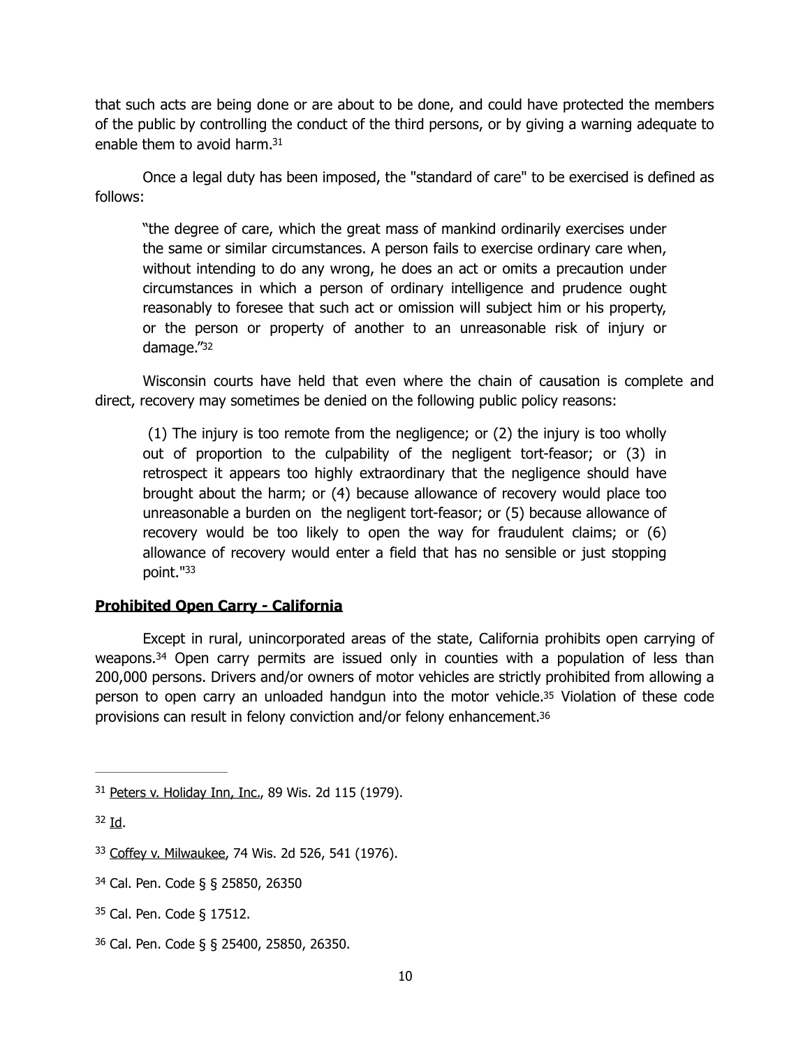that such acts are being done or are about to be done, and could have protected the members of the public by controlling the conduct of the third persons, or by giving a warning adequate to enable them to avoid harm.[31]

Once a legal duty has been imposed, the "standard of care" to be exercised is defined as follows:

> "the degree of care, which the great mass of mankind ordinarily exercises under the same or similar circumstances. A person fails to exercise ordinary care when, without intending to do any wrong, he does an act or omits a precaution under circumstances in which a person of ordinary intelligence and prudence ought reasonably to foresee that such act or omission will subject him or his property, or the person or property of another to an unreasonable risk of injury or damage."[32]

Wisconsin courts have held that even where the chain of causation is complete and direct, recovery may sometimes be denied on the following public policy reasons:

> (1) The injury is too remote from the negligence; or (2) the injury is too wholly out of proportion to the culpability of the negligent tort-feasor; or (3) in retrospect it appears too highly extraordinary that the negligence should have brought about the harm; or (4) because allowance of recovery would place too unreasonable a burden on the negligent tort-feasor; or (5) because allowance of recovery would be too likely to open the way for fraudulent claims; or (6) allowance of recovery would enter a field that has no sensible or just stopping point."[33]

**Prohibited Open Carry - California**

Except in rural, unincorporated areas of the state, California prohibits open carrying of weapons.[34] Open carry permits are issued only in counties with a population of less than 200,000 persons. Drivers and/or owners of motor vehicles are strictly prohibited from allowing a person to open carry an unloaded handgun into the motor vehicle.[35] Violation of these code provisions can result in felony conviction and/or felony enhancement.[36]

---

[31] Peters v. Holiday Inn, Inc., 89 Wis. 2d 115 (1979).

[32] Id.

[33] Coffey v. Milwaukee, 74 Wis. 2d 526, 541 (1976).

[34] Cal. Pen. Code § § 25850, 26350

[35] Cal. Pen. Code § 17512.

[36] Cal. Pen. Code § § 25400, 25850, 26350.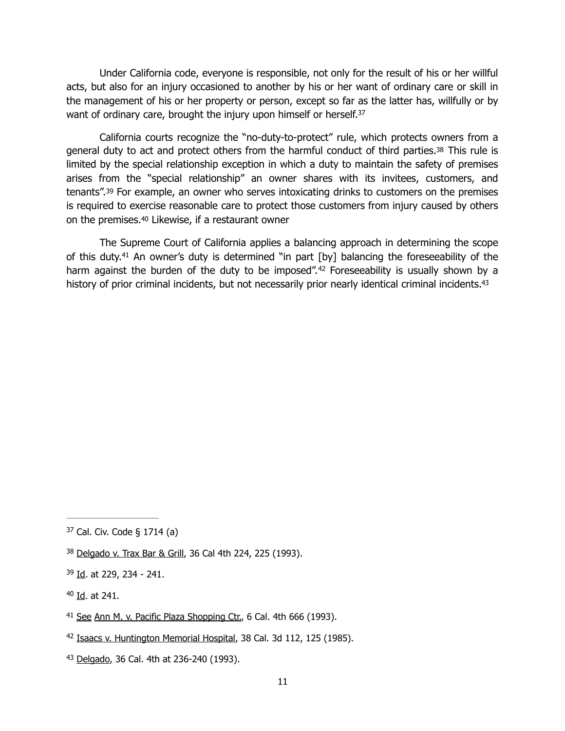Under California code, everyone is responsible, not only for the result of his or her willful acts, but also for an injury occasioned to another by his or her want of ordinary care or skill in the management of his or her property or person, except so far as the latter has, willfully or by want of ordinary care, brought the injury upon himself or herself.[37]

California courts recognize the "no-duty-to-protect" rule, which protects owners from a general duty to act and protect others from the harmful conduct of third parties.[38] This rule is limited by the special relationship exception in which a duty to maintain the safety of premises arises from the "special relationship" an owner shares with its invitees, customers, and tenants".[39] For example, an owner who serves intoxicating drinks to customers on the premises is required to exercise reasonable care to protect those customers from injury caused by others on the premises.[40] Likewise, if a restaurant owner

The Supreme Court of California applies a balancing approach in determining the scope of this duty.[41] An owner's duty is determined "in part [by] balancing the foreseeability of the harm against the burden of the duty to be imposed".[42] Foreseeability is usually shown by a history of prior criminal incidents, but not necessarily prior nearly identical criminal incidents.[43]

---

[37] Cal. Civ. Code § 1714 (a)

[38] <u>Delgado v. Trax Bar & Grill</u>, 36 Cal 4th 224, 225 (1993).

[39] <u>Id</u>. at 229, 234 - 241.

[40] <u>Id</u>. at 241.

[41] <u>See</u> <u>Ann M. v. Pacific Plaza Shopping Ctr.</u>, 6 Cal. 4th 666 (1993).

[42] <u>Isaacs v. Huntington Memorial Hospital</u>, 38 Cal. 3d 112, 125 (1985).

[43] <u>Delgado</u>, 36 Cal. 4th at 236-240 (1993).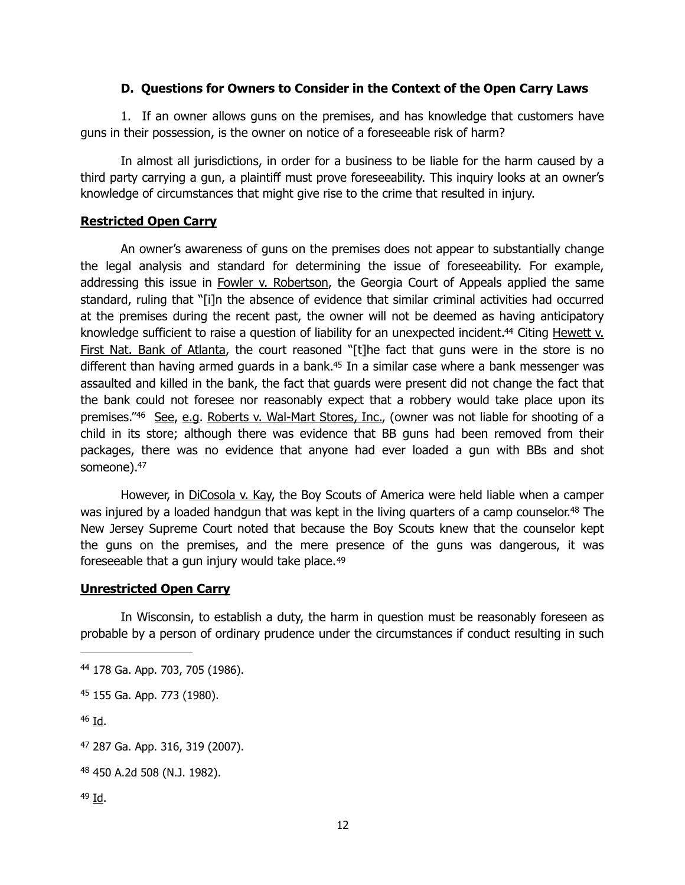### D. Questions for Owners to Consider in the Context of the Open Carry Laws

1. If an owner allows guns on the premises, and has knowledge that customers have guns in their possession, is the owner on notice of a foreseeable risk of harm?

In almost all jurisdictions, in order for a business to be liable for the harm caused by a third party carrying a gun, a plaintiff must prove foreseeability. This inquiry looks at an owner's knowledge of circumstances that might give rise to the crime that resulted in injury.

**Restricted Open Carry**

An owner's awareness of guns on the premises does not appear to substantially change the legal analysis and standard for determining the issue of foreseeability. For example, addressing this issue in Fowler v. Robertson, the Georgia Court of Appeals applied the same standard, ruling that "[i]n the absence of evidence that similar criminal activities had occurred at the premises during the recent past, the owner will not be deemed as having anticipatory knowledge sufficient to raise a question of liability for an unexpected incident.[44] Citing Hewett v. First Nat. Bank of Atlanta, the court reasoned "[t]he fact that guns were in the store is no different than having armed guards in a bank.[45] In a similar case where a bank messenger was assaulted and killed in the bank, the fact that guards were present did not change the fact that the bank could not foresee nor reasonably expect that a robbery would take place upon its premises."[46] See, e.g. Roberts v. Wal-Mart Stores, Inc., (owner was not liable for shooting of a child in its store; although there was evidence that BB guns had been removed from their packages, there was no evidence that anyone had ever loaded a gun with BBs and shot someone).[47]

However, in DiCosola v. Kay, the Boy Scouts of America were held liable when a camper was injured by a loaded handgun that was kept in the living quarters of a camp counselor.[48] The New Jersey Supreme Court noted that because the Boy Scouts knew that the counselor kept the guns on the premises, and the mere presence of the guns was dangerous, it was foreseeable that a gun injury would take place.[49]

**Unrestricted Open Carry**

In Wisconsin, to establish a duty, the harm in question must be reasonably foreseen as probable by a person of ordinary prudence under the circumstances if conduct resulting in such

---

[44] 178 Ga. App. 703, 705 (1986).

[45] 155 Ga. App. 773 (1980).

[46] Id.

[47] 287 Ga. App. 316, 319 (2007).

[48] 450 A.2d 508 (N.J. 1982).

[49] Id.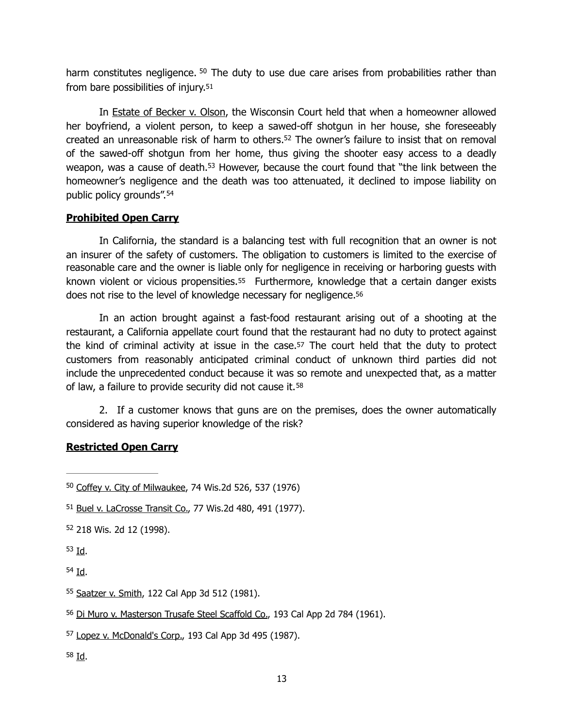harm constitutes negligence. [50] The duty to use due care arises from probabilities rather than from bare possibilities of injury.[51]

In Estate of Becker v. Olson, the Wisconsin Court held that when a homeowner allowed her boyfriend, a violent person, to keep a sawed-off shotgun in her house, she foreseeably created an unreasonable risk of harm to others.[52] The owner's failure to insist that on removal of the sawed-off shotgun from her home, thus giving the shooter easy access to a deadly weapon, was a cause of death.[53] However, because the court found that "the link between the homeowner's negligence and the death was too attenuated, it declined to impose liability on public policy grounds".[54]

**Prohibited Open Carry**

In California, the standard is a balancing test with full recognition that an owner is not an insurer of the safety of customers. The obligation to customers is limited to the exercise of reasonable care and the owner is liable only for negligence in receiving or harboring guests with known violent or vicious propensities.[55] Furthermore, knowledge that a certain danger exists does not rise to the level of knowledge necessary for negligence.[56]

In an action brought against a fast-food restaurant arising out of a shooting at the restaurant, a California appellate court found that the restaurant had no duty to protect against the kind of criminal activity at issue in the case.[57] The court held that the duty to protect customers from reasonably anticipated criminal conduct of unknown third parties did not include the unprecedented conduct because it was so remote and unexpected that, as a matter of law, a failure to provide security did not cause it.[58]

2. If a customer knows that guns are on the premises, does the owner automatically considered as having superior knowledge of the risk?

**Restricted Open Carry**

---

[50] Coffey v. City of Milwaukee, 74 Wis.2d 526, 537 (1976)

[51] Buel v. LaCrosse Transit Co., 77 Wis.2d 480, 491 (1977).

[52] 218 Wis. 2d 12 (1998).

[53] Id.

[54] Id.

[55] Saatzer v. Smith, 122 Cal App 3d 512 (1981).

[56] Di Muro v. Masterson Trusafe Steel Scaffold Co., 193 Cal App 2d 784 (1961).

[57] Lopez v. McDonald's Corp., 193 Cal App 3d 495 (1987).

[58] Id.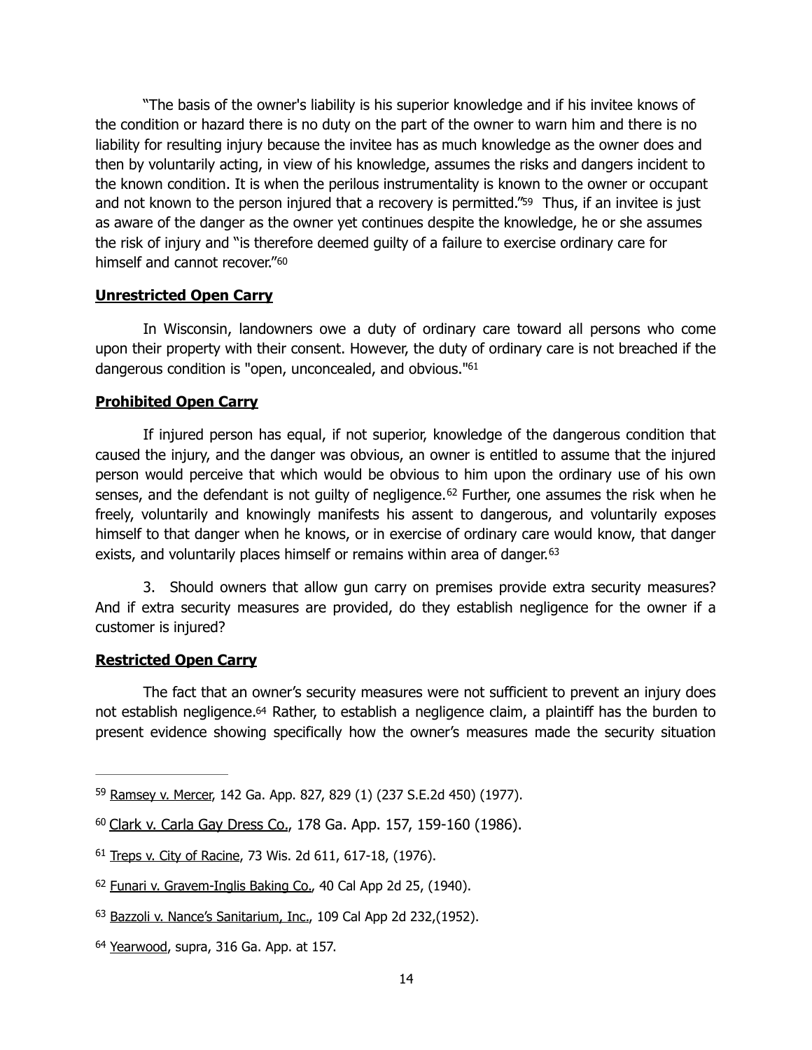"The basis of the owner's liability is his superior knowledge and if his invitee knows of the condition or hazard there is no duty on the part of the owner to warn him and there is no liability for resulting injury because the invitee has as much knowledge as the owner does and then by voluntarily acting, in view of his knowledge, assumes the risks and dangers incident to the known condition. It is when the perilous instrumentality is known to the owner or occupant and not known to the person injured that a recovery is permitted."[59] Thus, if an invitee is just as aware of the danger as the owner yet continues despite the knowledge, he or she assumes the risk of injury and "is therefore deemed guilty of a failure to exercise ordinary care for himself and cannot recover."[60]

**Unrestricted Open Carry**

In Wisconsin, landowners owe a duty of ordinary care toward all persons who come upon their property with their consent. However, the duty of ordinary care is not breached if the dangerous condition is "open, unconcealed, and obvious."[61]

**Prohibited Open Carry**

If injured person has equal, if not superior, knowledge of the dangerous condition that caused the injury, and the danger was obvious, an owner is entitled to assume that the injured person would perceive that which would be obvious to him upon the ordinary use of his own senses, and the defendant is not guilty of negligence.[62] Further, one assumes the risk when he freely, voluntarily and knowingly manifests his assent to dangerous, and voluntarily exposes himself to that danger when he knows, or in exercise of ordinary care would know, that danger exists, and voluntarily places himself or remains within area of danger.[63]

3. Should owners that allow gun carry on premises provide extra security measures? And if extra security measures are provided, do they establish negligence for the owner if a customer is injured?

**Restricted Open Carry**

The fact that an owner's security measures were not sufficient to prevent an injury does not establish negligence.[64] Rather, to establish a negligence claim, a plaintiff has the burden to present evidence showing specifically how the owner's measures made the security situation

---

[59] Ramsey v. Mercer, 142 Ga. App. 827, 829 (1) (237 S.E.2d 450) (1977).

[60] Clark v. Carla Gay Dress Co., 178 Ga. App. 157, 159-160 (1986).

[61] Treps v. City of Racine, 73 Wis. 2d 611, 617-18, (1976).

[62] Funari v. Gravem-Inglis Baking Co., 40 Cal App 2d 25, (1940).

[63] Bazzoli v. Nance's Sanitarium, Inc., 109 Cal App 2d 232,(1952).

[64] Yearwood, supra, 316 Ga. App. at 157.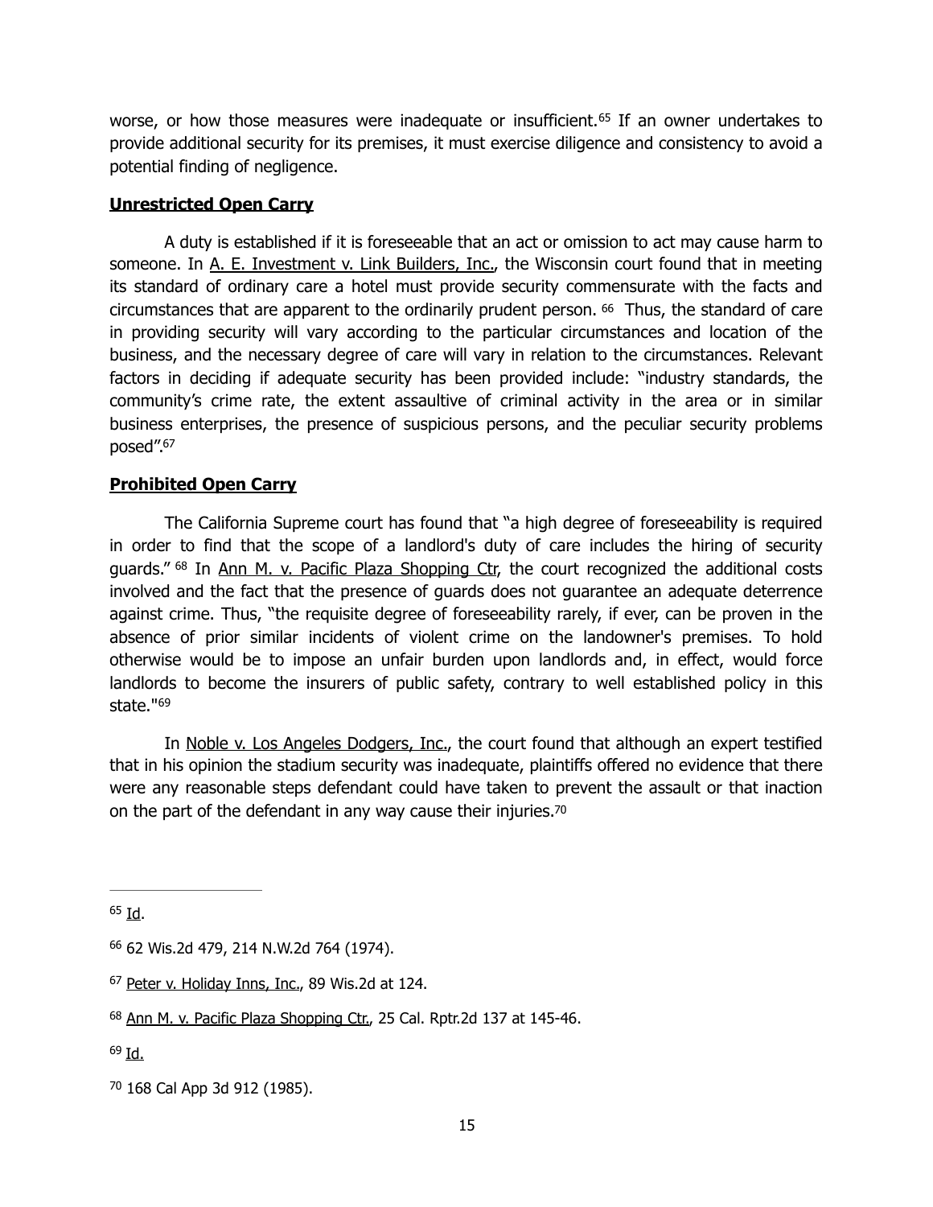worse, or how those measures were inadequate or insufficient.[65] If an owner undertakes to provide additional security for its premises, it must exercise diligence and consistency to avoid a potential finding of negligence.

## Unrestricted Open Carry

A duty is established if it is foreseeable that an act or omission to act may cause harm to someone. In A. E. Investment v. Link Builders, Inc., the Wisconsin court found that in meeting its standard of ordinary care a hotel must provide security commensurate with the facts and circumstances that are apparent to the ordinarily prudent person. [66] Thus, the standard of care in providing security will vary according to the particular circumstances and location of the business, and the necessary degree of care will vary in relation to the circumstances. Relevant factors in deciding if adequate security has been provided include: "industry standards, the community's crime rate, the extent assaultive of criminal activity in the area or in similar business enterprises, the presence of suspicious persons, and the peculiar security problems posed".[67]

## Prohibited Open Carry

The California Supreme court has found that "a high degree of foreseeability is required in order to find that the scope of a landlord's duty of care includes the hiring of security guards." [68] In Ann M. v. Pacific Plaza Shopping Ctr, the court recognized the additional costs involved and the fact that the presence of guards does not guarantee an adequate deterrence against crime. Thus, "the requisite degree of foreseeability rarely, if ever, can be proven in the absence of prior similar incidents of violent crime on the landowner's premises. To hold otherwise would be to impose an unfair burden upon landlords and, in effect, would force landlords to become the insurers of public safety, contrary to well established policy in this state."[69]

In Noble v. Los Angeles Dodgers, Inc., the court found that although an expert testified that in his opinion the stadium security was inadequate, plaintiffs offered no evidence that there were any reasonable steps defendant could have taken to prevent the assault or that inaction on the part of the defendant in any way cause their injuries.[70]

---

[65] Id.

[66] 62 Wis.2d 479, 214 N.W.2d 764 (1974).

[67] Peter v. Holiday Inns, Inc., 89 Wis.2d at 124.

[68] Ann M. v. Pacific Plaza Shopping Ctr., 25 Cal. Rptr.2d 137 at 145-46.

[69] Id.

[70] 168 Cal App 3d 912 (1985).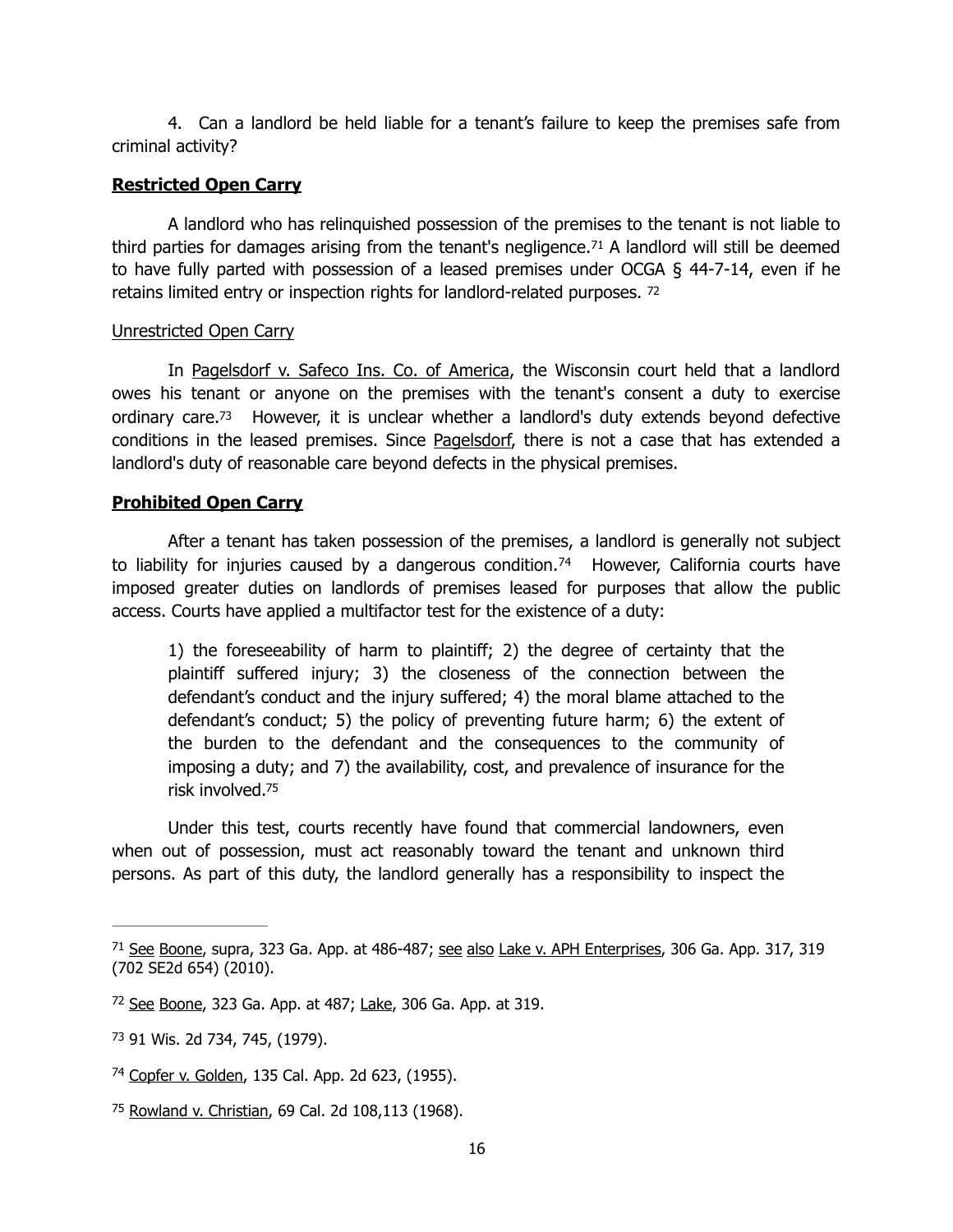4. Can a landlord be held liable for a tenant's failure to keep the premises safe from criminal activity?

**Restricted Open Carry**

A landlord who has relinquished possession of the premises to the tenant is not liable to third parties for damages arising from the tenant's negligence.[71] A landlord will still be deemed to have fully parted with possession of a leased premises under OCGA § 44-7-14, even if he retains limited entry or inspection rights for landlord-related purposes. [72]

Unrestricted Open Carry

In Pagelsdorf v. Safeco Ins. Co. of America, the Wisconsin court held that a landlord owes his tenant or anyone on the premises with the tenant's consent a duty to exercise ordinary care.[73] However, it is unclear whether a landlord's duty extends beyond defective conditions in the leased premises. Since Pagelsdorf, there is not a case that has extended a landlord's duty of reasonable care beyond defects in the physical premises.

**Prohibited Open Carry**

After a tenant has taken possession of the premises, a landlord is generally not subject to liability for injuries caused by a dangerous condition.[74] However, California courts have imposed greater duties on landlords of premises leased for purposes that allow the public access. Courts have applied a multifactor test for the existence of a duty:

> 1) the foreseeability of harm to plaintiff; 2) the degree of certainty that the plaintiff suffered injury; 3) the closeness of the connection between the defendant's conduct and the injury suffered; 4) the moral blame attached to the defendant's conduct; 5) the policy of preventing future harm; 6) the extent of the burden to the defendant and the consequences to the community of imposing a duty; and 7) the availability, cost, and prevalence of insurance for the risk involved.[75]

Under this test, courts recently have found that commercial landowners, even when out of possession, must act reasonably toward the tenant and unknown third persons. As part of this duty, the landlord generally has a responsibility to inspect the

---

[71] See Boone, supra, 323 Ga. App. at 486-487; see also Lake v. APH Enterprises, 306 Ga. App. 317, 319 (702 SE2d 654) (2010).

[72] See Boone, 323 Ga. App. at 487; Lake, 306 Ga. App. at 319.

[73] 91 Wis. 2d 734, 745, (1979).

[74] Copfer v. Golden, 135 Cal. App. 2d 623, (1955).

[75] Rowland v. Christian, 69 Cal. 2d 108,113 (1968).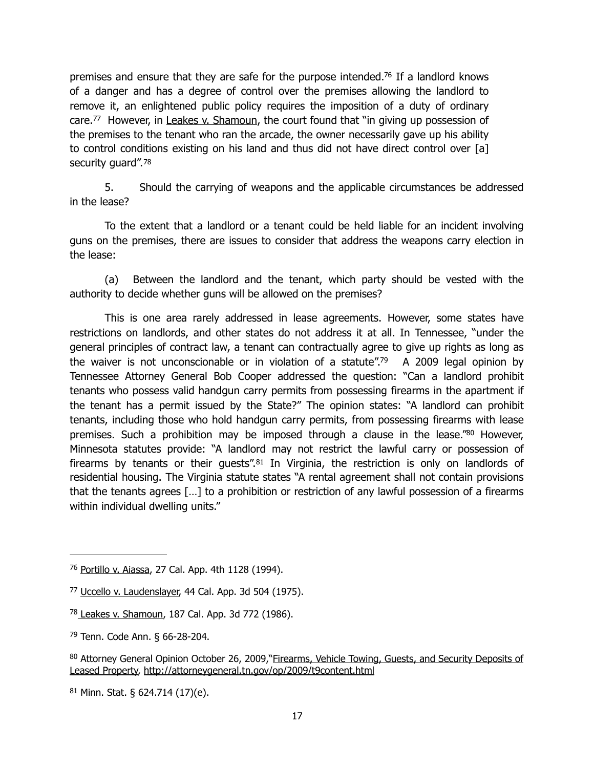premises and ensure that they are safe for the purpose intended.[76] If a landlord knows of a danger and has a degree of control over the premises allowing the landlord to remove it, an enlightened public policy requires the imposition of a duty of ordinary care.[77] However, in Leakes v. Shamoun, the court found that "in giving up possession of the premises to the tenant who ran the arcade, the owner necessarily gave up his ability to control conditions existing on his land and thus did not have direct control over [a] security guard".[78]

5. Should the carrying of weapons and the applicable circumstances be addressed in the lease?

To the extent that a landlord or a tenant could be held liable for an incident involving guns on the premises, there are issues to consider that address the weapons carry election in the lease:

(a) Between the landlord and the tenant, which party should be vested with the authority to decide whether guns will be allowed on the premises?

This is one area rarely addressed in lease agreements. However, some states have restrictions on landlords, and other states do not address it at all. In Tennessee, "under the general principles of contract law, a tenant can contractually agree to give up rights as long as the waiver is not unconscionable or in violation of a statute".[79] A 2009 legal opinion by Tennessee Attorney General Bob Cooper addressed the question: "Can a landlord prohibit tenants who possess valid handgun carry permits from possessing firearms in the apartment if the tenant has a permit issued by the State?" The opinion states: "A landlord can prohibit tenants, including those who hold handgun carry permits, from possessing firearms with lease premises. Such a prohibition may be imposed through a clause in the lease."[80] However, Minnesota statutes provide: "A landlord may not restrict the lawful carry or possession of firearms by tenants or their guests".[81] In Virginia, the restriction is only on landlords of residential housing. The Virginia statute states "A rental agreement shall not contain provisions that the tenants agrees […] to a prohibition or restriction of any lawful possession of a firearms within individual dwelling units."

---

[76] Portillo v. Aiassa, 27 Cal. App. 4th 1128 (1994).

[77] Uccello v. Laudenslayer, 44 Cal. App. 3d 504 (1975).

[78] Leakes v. Shamoun, 187 Cal. App. 3d 772 (1986).

[79] Tenn. Code Ann. § 66-28-204.

[80] Attorney General Opinion October 26, 2009,"Firearms, Vehicle Towing, Guests, and Security Deposits of Leased Property, http://attorneygeneral.tn.gov/op/2009/t9content.html

[81] Minn. Stat. § 624.714 (17)(e).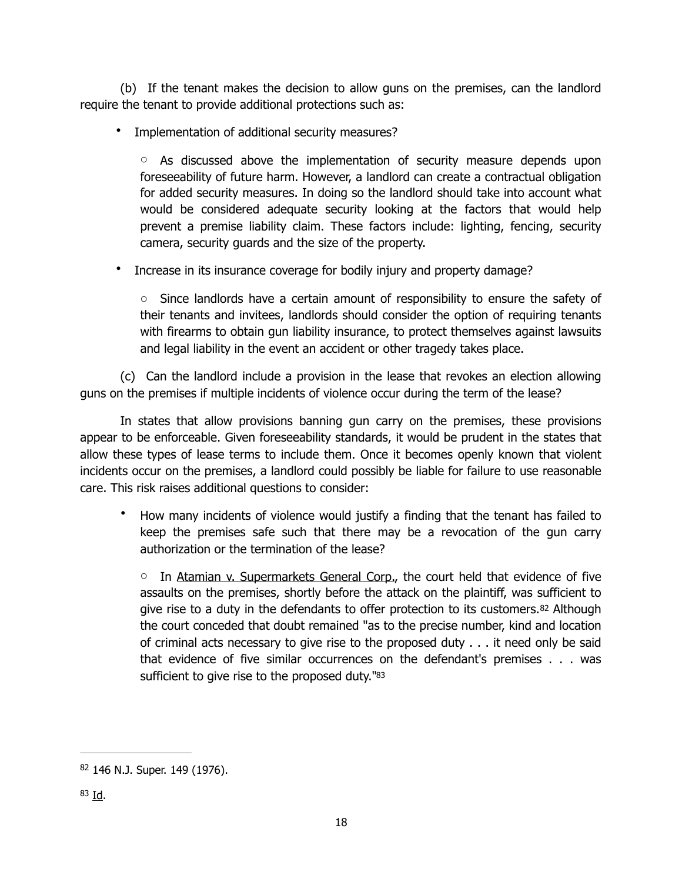(b) If the tenant makes the decision to allow guns on the premises, can the landlord require the tenant to provide additional protections such as:

- Implementation of additional security measures?

  - As discussed above the implementation of security measure depends upon foreseeability of future harm. However, a landlord can create a contractual obligation for added security measures. In doing so the landlord should take into account what would be considered adequate security looking at the factors that would help prevent a premise liability claim. These factors include: lighting, fencing, security camera, security guards and the size of the property.

- Increase in its insurance coverage for bodily injury and property damage?

  - Since landlords have a certain amount of responsibility to ensure the safety of their tenants and invitees, landlords should consider the option of requiring tenants with firearms to obtain gun liability insurance, to protect themselves against lawsuits and legal liability in the event an accident or other tragedy takes place.

(c) Can the landlord include a provision in the lease that revokes an election allowing guns on the premises if multiple incidents of violence occur during the term of the lease?

In states that allow provisions banning gun carry on the premises, these provisions appear to be enforceable. Given foreseeability standards, it would be prudent in the states that allow these types of lease terms to include them. Once it becomes openly known that violent incidents occur on the premises, a landlord could possibly be liable for failure to use reasonable care. This risk raises additional questions to consider:

- How many incidents of violence would justify a finding that the tenant has failed to keep the premises safe such that there may be a revocation of the gun carry authorization or the termination of the lease?

  - In Atamian v. Supermarkets General Corp., the court held that evidence of five assaults on the premises, shortly before the attack on the plaintiff, was sufficient to give rise to a duty in the defendants to offer protection to its customers.[82] Although the court conceded that doubt remained "as to the precise number, kind and location of criminal acts necessary to give rise to the proposed duty . . . it need only be said that evidence of five similar occurrences on the defendant's premises . . . was sufficient to give rise to the proposed duty."[83]

---

[82] 146 N.J. Super. 149 (1976).

[83] Id.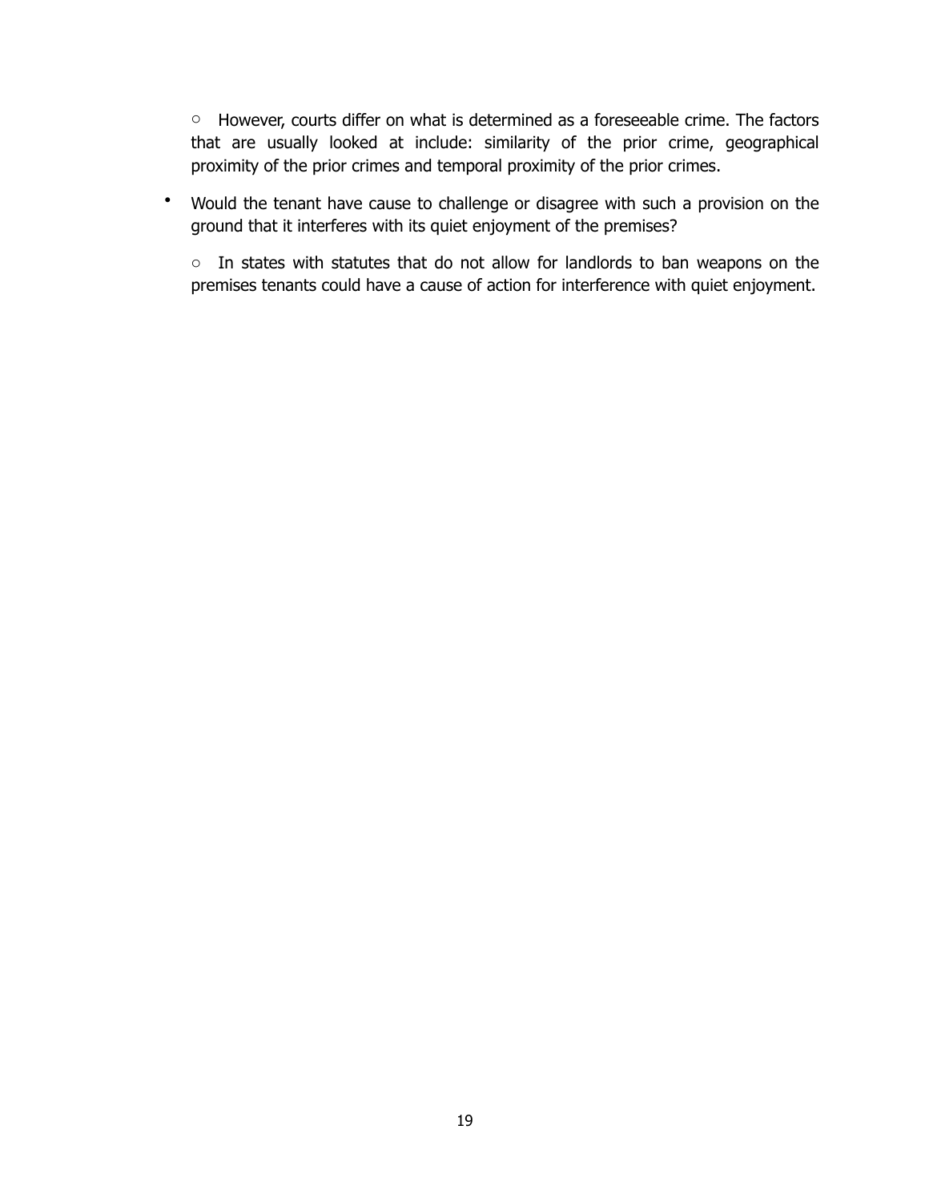- However, courts differ on what is determined as a foreseeable crime. The factors that are usually looked at include: similarity of the prior crime, geographical proximity of the prior crimes and temporal proximity of the prior crimes.

- Would the tenant have cause to challenge or disagree with such a provision on the ground that it interferes with its quiet enjoyment of the premises?

  - In states with statutes that do not allow for landlords to ban weapons on the premises tenants could have a cause of action for interference with quiet enjoyment.